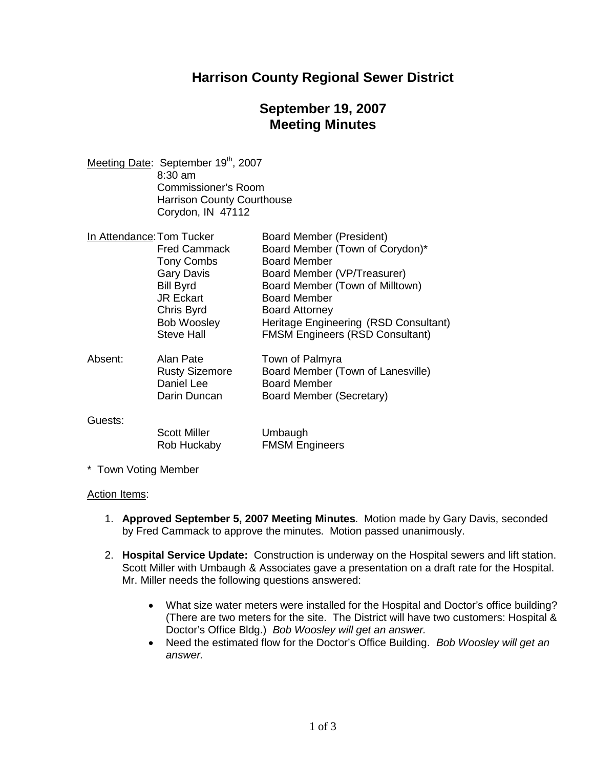# Harrison County Regional Sewer District

## September 19, 2007
## Meeting Minutes

Meeting Date: September 19th, 2007
8:30 am
Commissioner's Room
Harrison County Courthouse
Corydon, IN 47112

| In Attendance: | | |
|---|---|---|
| | Tom Tucker | Board Member (President) |
| | Fred Cammack | Board Member (Town of Corydon)* |
| | Tony Combs | Board Member |
| | Gary Davis | Board Member (VP/Treasurer) |
| | Bill Byrd | Board Member (Town of Milltown) |
| | JR Eckart | Board Member |
| | Chris Byrd | Board Attorney |
| | Bob Woosley | Heritage Engineering (RSD Consultant) |
| | Steve Hall | FMSM Engineers (RSD Consultant) |
| **Absent:** | | |
| | Alan Pate | Town of Palmyra |
| | Rusty Sizemore | Board Member (Town of Lanesville) |
| | Daniel Lee | Board Member |
| | Darin Duncan | Board Member (Secretary) |
| **Guests:** | | |
| | Scott Miller | Umbaugh |
| | Rob Huckaby | FMSM Engineers |

\* Town Voting Member

Action Items:

1. **Approved September 5, 2007 Meeting Minutes**. Motion made by Gary Davis, seconded by Fred Cammack to approve the minutes. Motion passed unanimously.

2. **Hospital Service Update:** Construction is underway on the Hospital sewers and lift station. Scott Miller with Umbaugh & Associates gave a presentation on a draft rate for the Hospital. Mr. Miller needs the following questions answered:

   - What size water meters were installed for the Hospital and Doctor's office building? (There are two meters for the site. The District will have two customers: Hospital & Doctor's Office Bldg.) *Bob Woosley will get an answer.*
   - Need the estimated flow for the Doctor's Office Building. *Bob Woosley will get an answer.*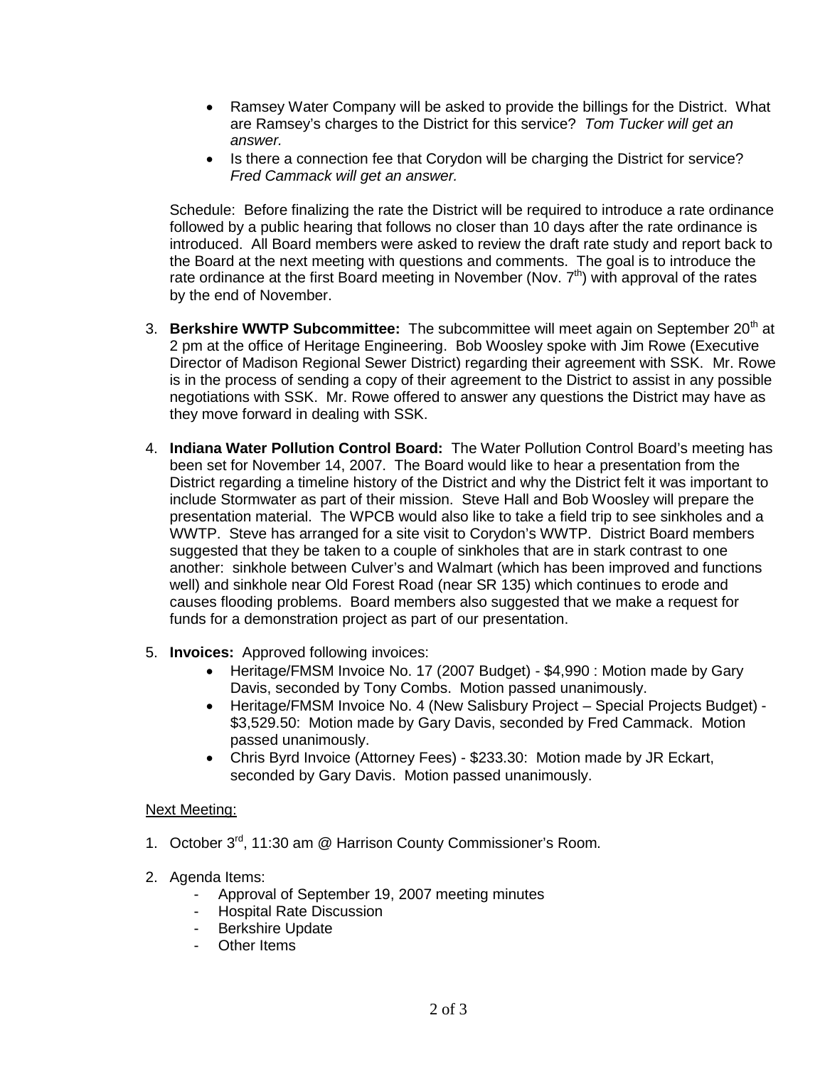- Ramsey Water Company will be asked to provide the billings for the District. What are Ramsey's charges to the District for this service? *Tom Tucker will get an answer.*
- Is there a connection fee that Corydon will be charging the District for service? *Fred Cammack will get an answer.*

Schedule: Before finalizing the rate the District will be required to introduce a rate ordinance followed by a public hearing that follows no closer than 10 days after the rate ordinance is introduced. All Board members were asked to review the draft rate study and report back to the Board at the next meeting with questions and comments. The goal is to introduce the rate ordinance at the first Board meeting in November (Nov. 7th) with approval of the rates by the end of November.

3. **Berkshire WWTP Subcommittee:** The subcommittee will meet again on September 20th at 2 pm at the office of Heritage Engineering. Bob Woosley spoke with Jim Rowe (Executive Director of Madison Regional Sewer District) regarding their agreement with SSK. Mr. Rowe is in the process of sending a copy of their agreement to the District to assist in any possible negotiations with SSK. Mr. Rowe offered to answer any questions the District may have as they move forward in dealing with SSK.

4. **Indiana Water Pollution Control Board:** The Water Pollution Control Board's meeting has been set for November 14, 2007. The Board would like to hear a presentation from the District regarding a timeline history of the District and why the District felt it was important to include Stormwater as part of their mission. Steve Hall and Bob Woosley will prepare the presentation material. The WPCB would also like to take a field trip to see sinkholes and a WWTP. Steve has arranged for a site visit to Corydon's WWTP. District Board members suggested that they be taken to a couple of sinkholes that are in stark contrast to one another: sinkhole between Culver's and Walmart (which has been improved and functions well) and sinkhole near Old Forest Road (near SR 135) which continues to erode and causes flooding problems. Board members also suggested that we make a request for funds for a demonstration project as part of our presentation.

5. **Invoices:** Approved following invoices:
   - Heritage/FMSM Invoice No. 17 (2007 Budget) - $4,990 : Motion made by Gary Davis, seconded by Tony Combs. Motion passed unanimously.
   - Heritage/FMSM Invoice No. 4 (New Salisbury Project – Special Projects Budget) - $3,529.50: Motion made by Gary Davis, seconded by Fred Cammack. Motion passed unanimously.
   - Chris Byrd Invoice (Attorney Fees) - $233.30: Motion made by JR Eckart, seconded by Gary Davis. Motion passed unanimously.

<u>Next Meeting:</u>

1. October 3rd, 11:30 am @ Harrison County Commissioner's Room.

2. Agenda Items:
   - Approval of September 19, 2007 meeting minutes
   - Hospital Rate Discussion
   - Berkshire Update
   - Other Items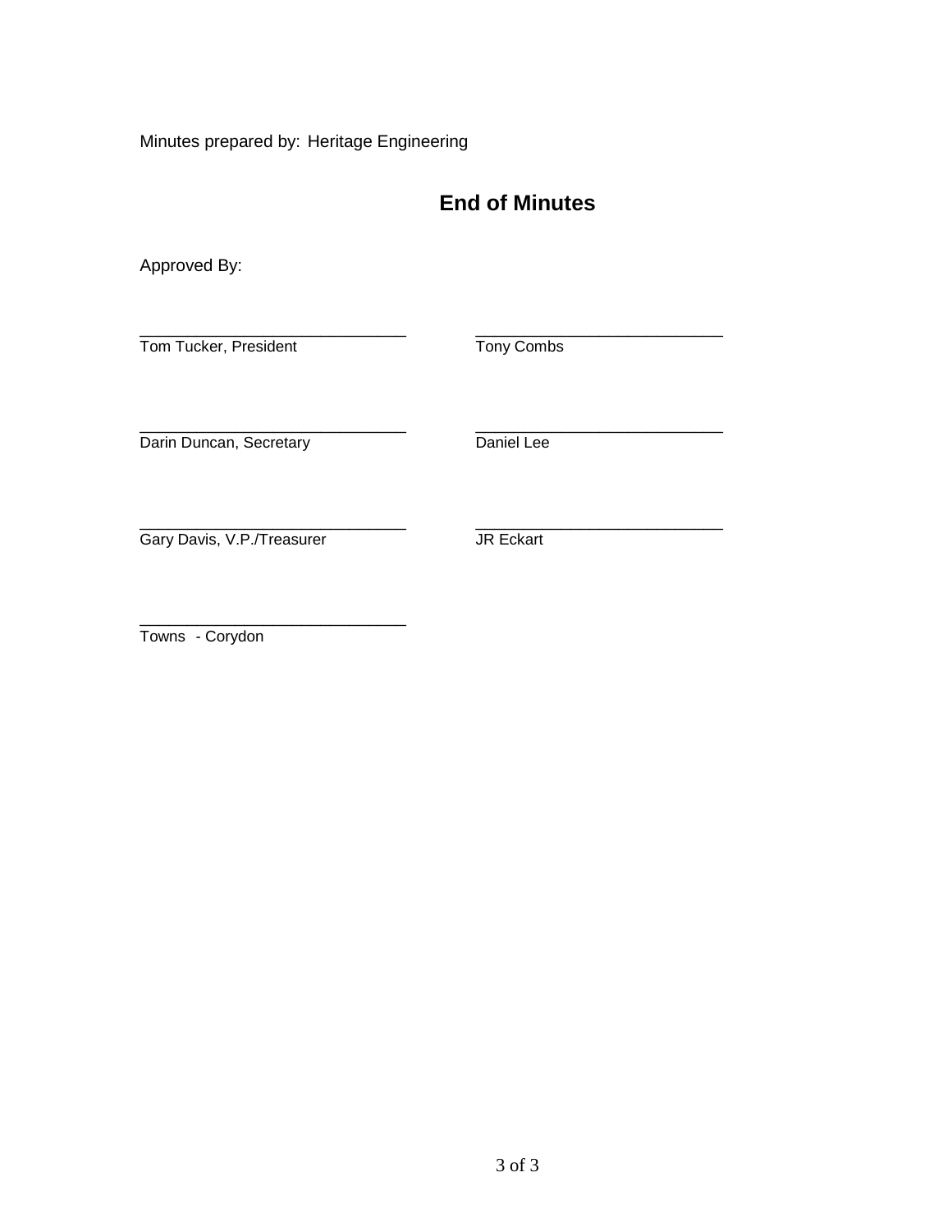Minutes prepared by: Heritage Engineering

## End of Minutes

Approved By:

| | |
|---|---|
| \_\_\_\_\_\_\_\_\_\_\_\_\_\_\_\_\_\_\_\_\_\_\_\_\_\_\_\_ | \_\_\_\_\_\_\_\_\_\_\_\_\_\_\_\_\_\_\_\_\_\_\_\_\_\_\_\_ |
| Tom Tucker, President | Tony Combs |
| \_\_\_\_\_\_\_\_\_\_\_\_\_\_\_\_\_\_\_\_\_\_\_\_\_\_\_\_ | \_\_\_\_\_\_\_\_\_\_\_\_\_\_\_\_\_\_\_\_\_\_\_\_\_\_\_\_ |
| Darin Duncan, Secretary | Daniel Lee |
| \_\_\_\_\_\_\_\_\_\_\_\_\_\_\_\_\_\_\_\_\_\_\_\_\_\_\_\_ | \_\_\_\_\_\_\_\_\_\_\_\_\_\_\_\_\_\_\_\_\_\_\_\_\_\_\_\_ |
| Gary Davis, V.P./Treasurer | JR Eckart |
| \_\_\_\_\_\_\_\_\_\_\_\_\_\_\_\_\_\_\_\_\_\_\_\_\_\_\_\_ | |
| Towns - Corydon | |